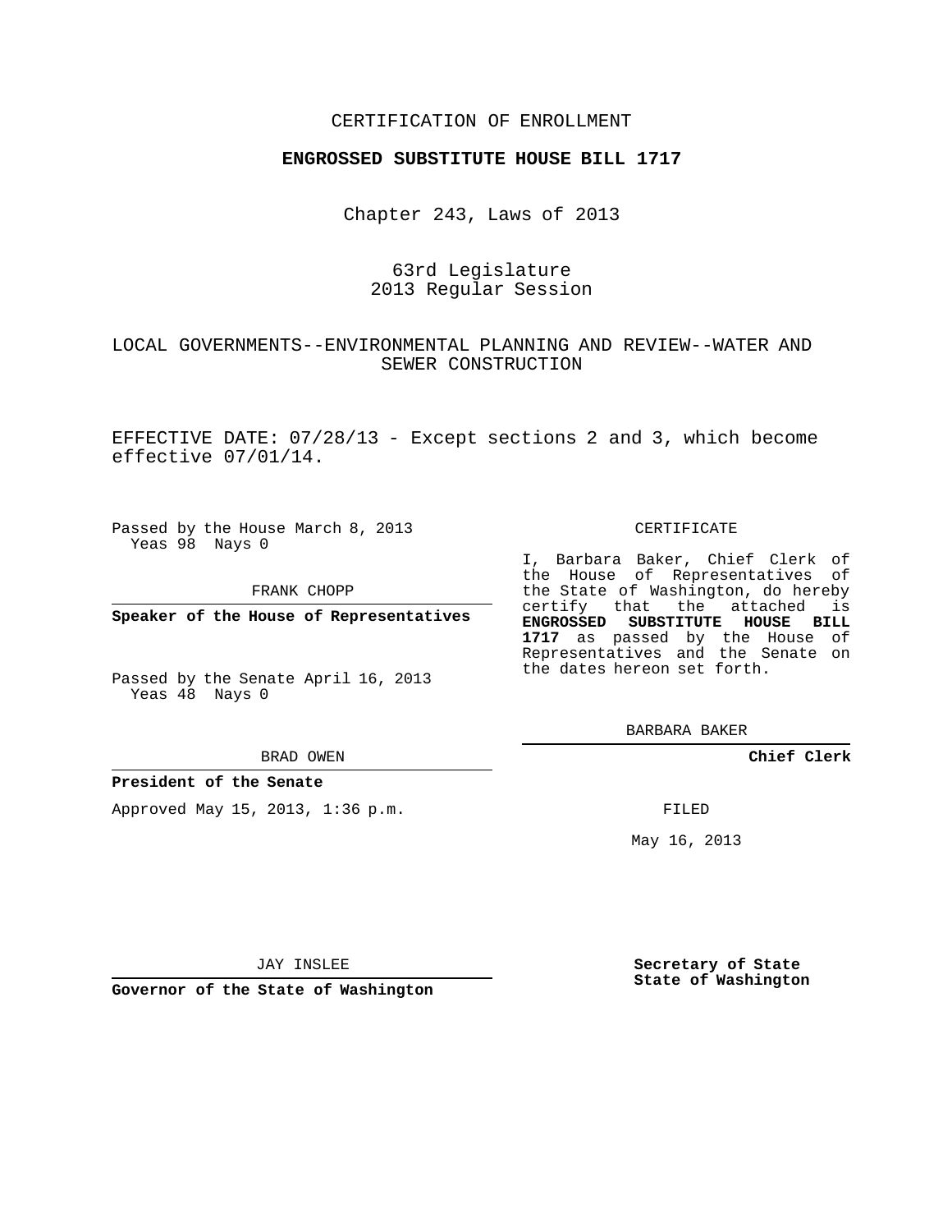CERTIFICATION OF ENROLLMENT

**ENGROSSED SUBSTITUTE HOUSE BILL 1717**

Chapter 243, Laws of 2013

63rd Legislature
2013 Regular Session

LOCAL GOVERNMENTS--ENVIRONMENTAL PLANNING AND REVIEW--WATER AND SEWER CONSTRUCTION

EFFECTIVE DATE: 07/28/13 - Except sections 2 and 3, which become effective 07/01/14.

Passed by the House March 8, 2013
Yeas 98 Nays 0

FRANK CHOPP

**Speaker of the House of Representatives**

Passed by the Senate April 16, 2013
Yeas 48 Nays 0

BRAD OWEN

**President of the Senate**

Approved May 15, 2013, 1:36 p.m.

JAY INSLEE

**Governor of the State of Washington**

CERTIFICATE

I, Barbara Baker, Chief Clerk of the House of Representatives of the State of Washington, do hereby certify that the attached is **ENGROSSED SUBSTITUTE HOUSE BILL 1717** as passed by the House of Representatives and the Senate on the dates hereon set forth.

BARBARA BAKER

**Chief Clerk**

FILED

May 16, 2013

**Secretary of State**
**State of Washington**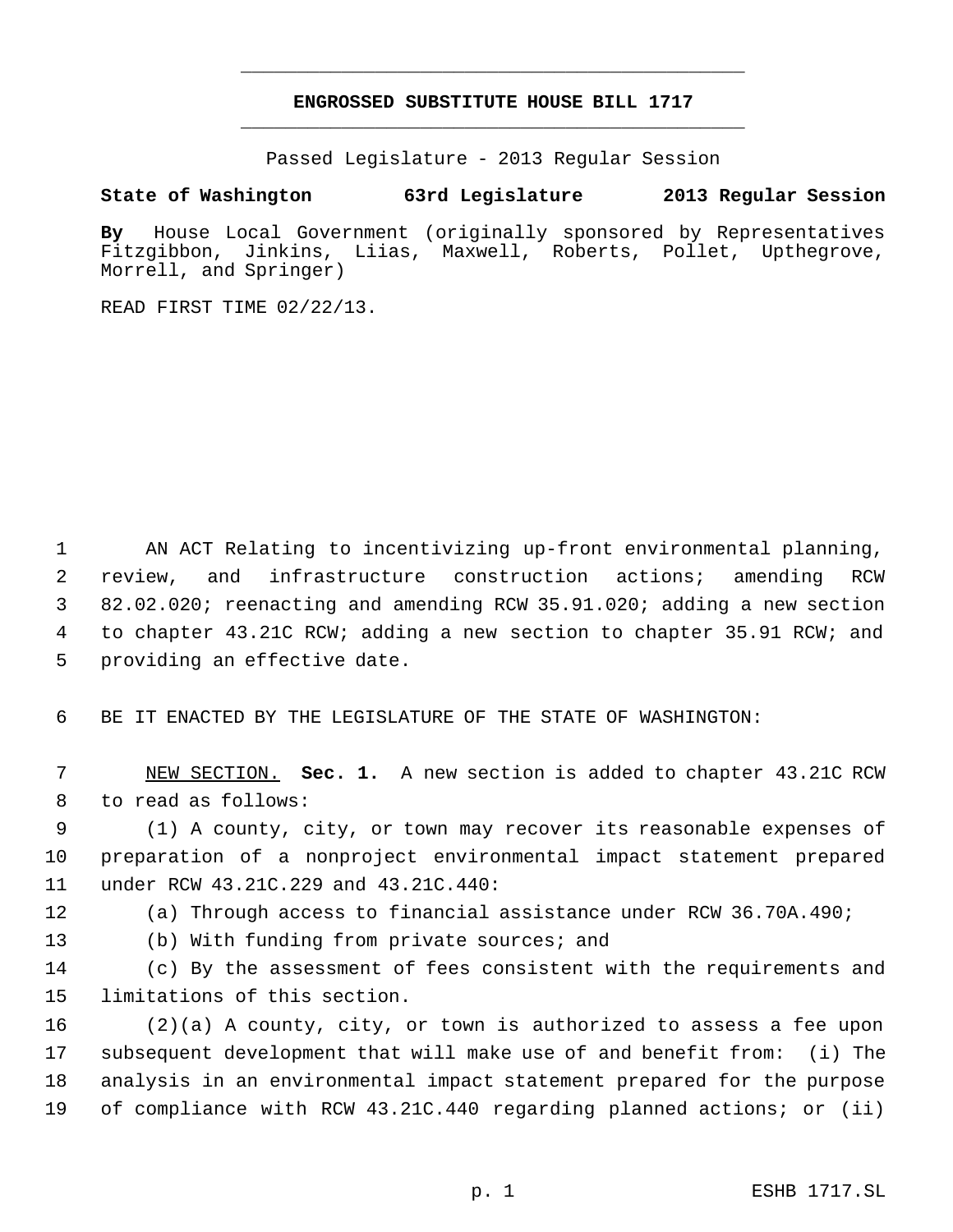# ENGROSSED SUBSTITUTE HOUSE BILL 1717

Passed Legislature - 2013 Regular Session

**State of Washington 63rd Legislature 2013 Regular Session**

**By** House Local Government (originally sponsored by Representatives Fitzgibbon, Jinkins, Liias, Maxwell, Roberts, Pollet, Upthegrove, Morrell, and Springer)

READ FIRST TIME 02/22/13.

1 AN ACT Relating to incentivizing up-front environmental planning,
2 review, and infrastructure construction actions; amending RCW
3 82.02.020; reenacting and amending RCW 35.91.020; adding a new section
4 to chapter 43.21C RCW; adding a new section to chapter 35.91 RCW; and
5 providing an effective date.

6 BE IT ENACTED BY THE LEGISLATURE OF THE STATE OF WASHINGTON:

7 NEW SECTION. **Sec. 1.** A new section is added to chapter 43.21C RCW
8 to read as follows:

9 (1) A county, city, or town may recover its reasonable expenses of
10 preparation of a nonproject environmental impact statement prepared
11 under RCW 43.21C.229 and 43.21C.440:

12 (a) Through access to financial assistance under RCW 36.70A.490;

13 (b) With funding from private sources; and

14 (c) By the assessment of fees consistent with the requirements and
15 limitations of this section.

16 (2)(a) A county, city, or town is authorized to assess a fee upon
17 subsequent development that will make use of and benefit from: (i) The
18 analysis in an environmental impact statement prepared for the purpose
19 of compliance with RCW 43.21C.440 regarding planned actions; or (ii)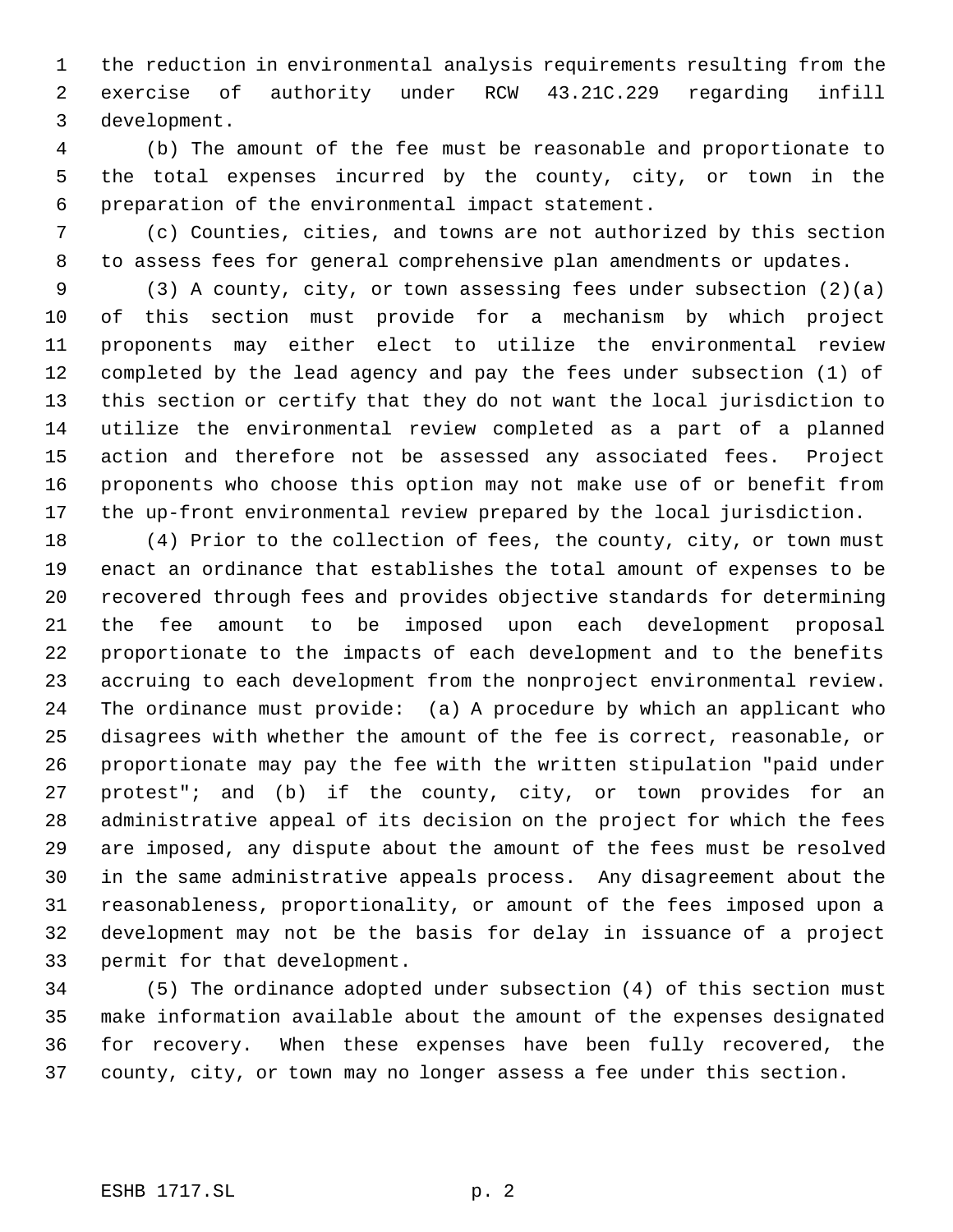the reduction in environmental analysis requirements resulting from the exercise of authority under RCW 43.21C.229 regarding infill development.

(b) The amount of the fee must be reasonable and proportionate to the total expenses incurred by the county, city, or town in the preparation of the environmental impact statement.

(c) Counties, cities, and towns are not authorized by this section to assess fees for general comprehensive plan amendments or updates.

(3) A county, city, or town assessing fees under subsection (2)(a) of this section must provide for a mechanism by which project proponents may either elect to utilize the environmental review completed by the lead agency and pay the fees under subsection (1) of this section or certify that they do not want the local jurisdiction to utilize the environmental review completed as a part of a planned action and therefore not be assessed any associated fees. Project proponents who choose this option may not make use of or benefit from the up-front environmental review prepared by the local jurisdiction.

(4) Prior to the collection of fees, the county, city, or town must enact an ordinance that establishes the total amount of expenses to be recovered through fees and provides objective standards for determining the fee amount to be imposed upon each development proposal proportionate to the impacts of each development and to the benefits accruing to each development from the nonproject environmental review. The ordinance must provide: (a) A procedure by which an applicant who disagrees with whether the amount of the fee is correct, reasonable, or proportionate may pay the fee with the written stipulation "paid under protest"; and (b) if the county, city, or town provides for an administrative appeal of its decision on the project for which the fees are imposed, any dispute about the amount of the fees must be resolved in the same administrative appeals process. Any disagreement about the reasonableness, proportionality, or amount of the fees imposed upon a development may not be the basis for delay in issuance of a project permit for that development.

(5) The ordinance adopted under subsection (4) of this section must make information available about the amount of the expenses designated for recovery. When these expenses have been fully recovered, the county, city, or town may no longer assess a fee under this section.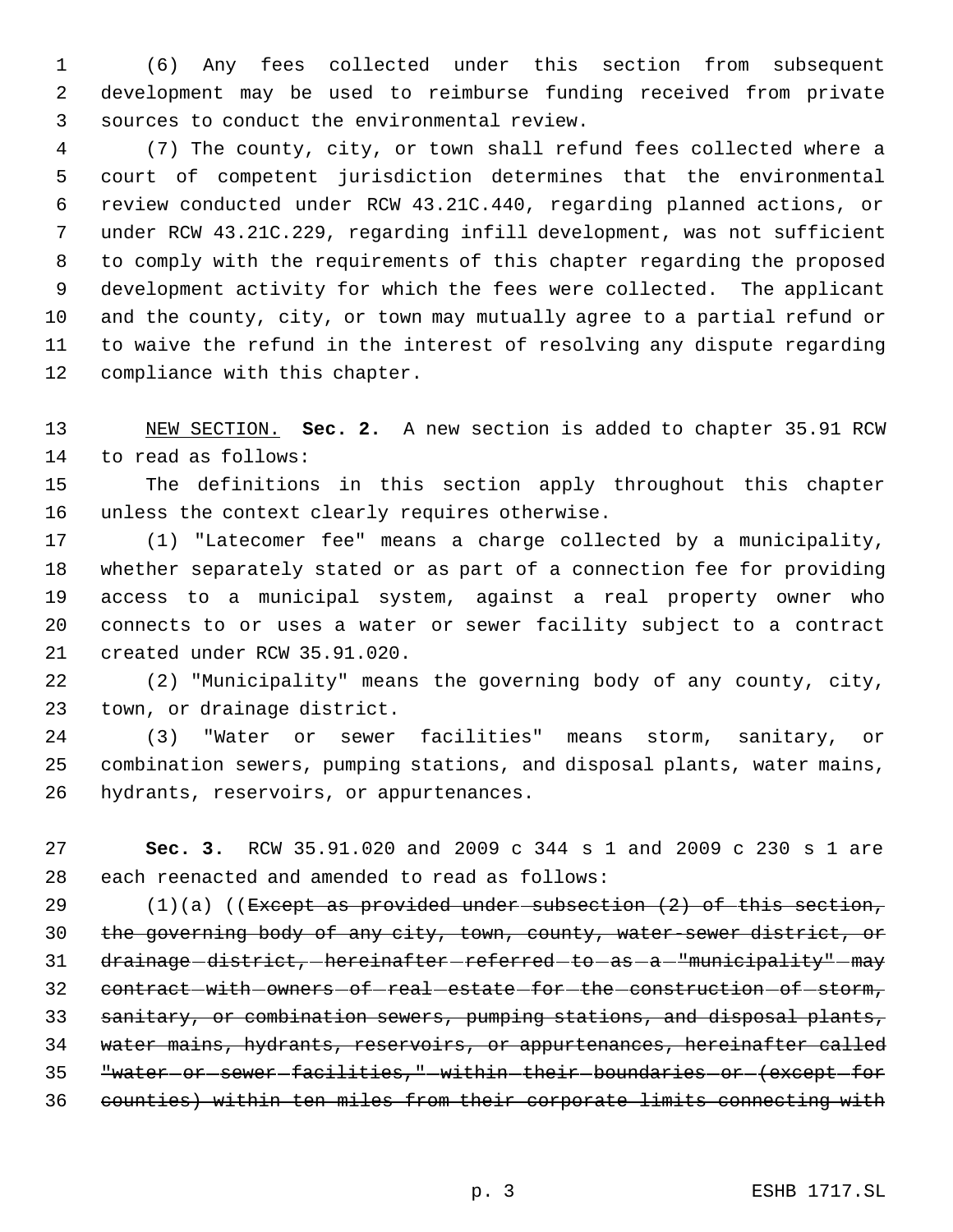(6) Any fees collected under this section from subsequent development may be used to reimburse funding received from private sources to conduct the environmental review.

(7) The county, city, or town shall refund fees collected where a court of competent jurisdiction determines that the environmental review conducted under RCW 43.21C.440, regarding planned actions, or under RCW 43.21C.229, regarding infill development, was not sufficient to comply with the requirements of this chapter regarding the proposed development activity for which the fees were collected. The applicant and the county, city, or town may mutually agree to a partial refund or to waive the refund in the interest of resolving any dispute regarding compliance with this chapter.

NEW SECTION. **Sec. 2.** A new section is added to chapter 35.91 RCW to read as follows:

The definitions in this section apply throughout this chapter unless the context clearly requires otherwise.

(1) "Latecomer fee" means a charge collected by a municipality, whether separately stated or as part of a connection fee for providing access to a municipal system, against a real property owner who connects to or uses a water or sewer facility subject to a contract created under RCW 35.91.020.

(2) "Municipality" means the governing body of any county, city, town, or drainage district.

(3) "Water or sewer facilities" means storm, sanitary, or combination sewers, pumping stations, and disposal plants, water mains, hydrants, reservoirs, or appurtenances.

**Sec. 3.** RCW 35.91.020 and 2009 c 344 s 1 and 2009 c 230 s 1 are each reenacted and amended to read as follows:

(1)(a) ((~~Except as provided under subsection (2) of this section, the governing body of any city, town, county, water-sewer district, or drainage district, hereinafter referred to as a "municipality" may contract with owners of real estate for the construction of storm, sanitary, or combination sewers, pumping stations, and disposal plants, water mains, hydrants, reservoirs, or appurtenances, hereinafter called "water or sewer facilities," within their boundaries or (except for counties) within ten miles from their corporate limits connecting with~~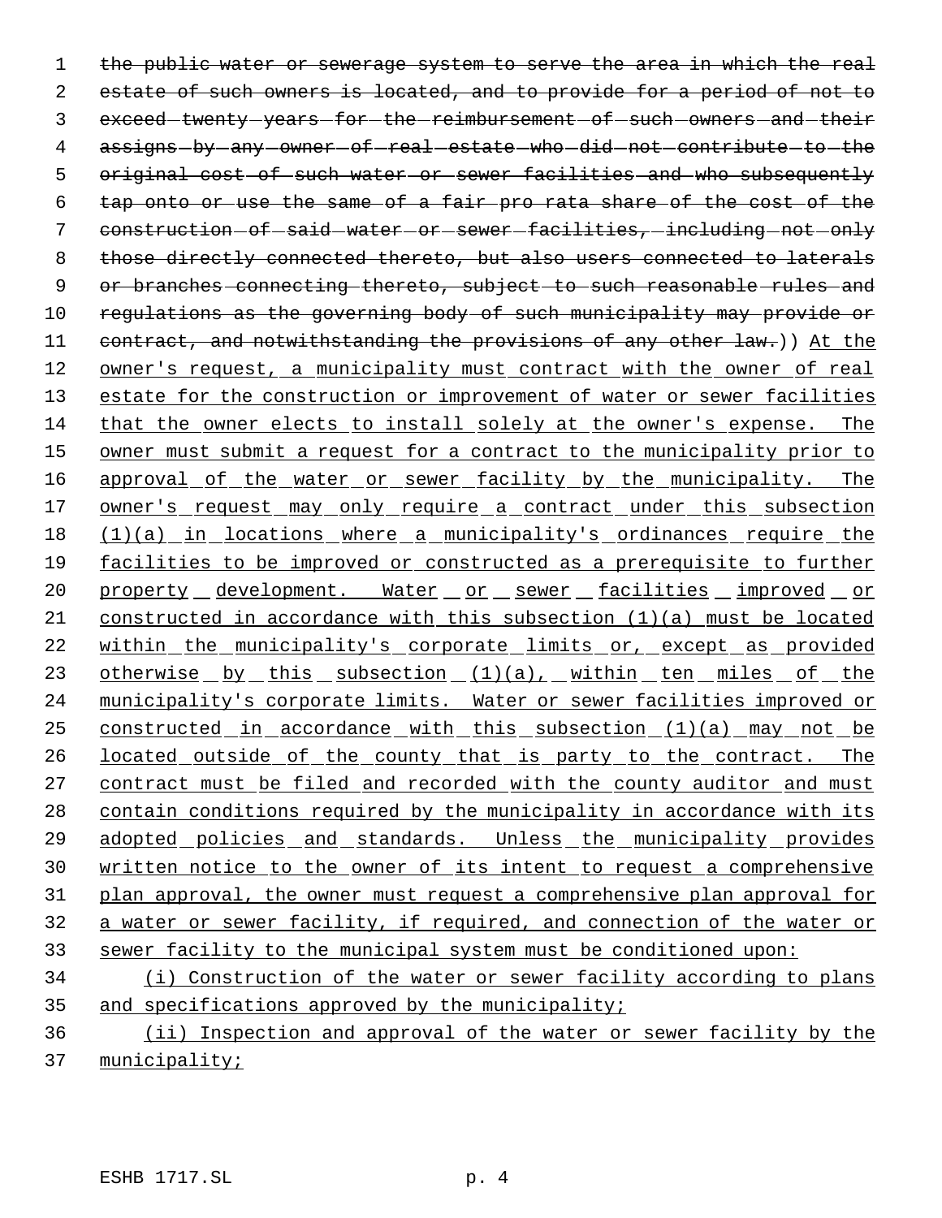~~the public water or sewerage system to serve the area in which the real estate of such owners is located, and to provide for a period of not to exceed twenty years for the reimbursement of such owners and their assigns by any owner of real estate who did not contribute to the original cost of such water or sewer facilities and who subsequently tap onto or use the same of a fair pro rata share of the cost of the construction of said water or sewer facilities, including not only those directly connected thereto, but also users connected to laterals or branches connecting thereto, subject to such reasonable rules and regulations as the governing body of such municipality may provide or contract, and notwithstanding the provisions of any other law.~~)) At the owner's request, a municipality must contract with the owner of real estate for the construction or improvement of water or sewer facilities that the owner elects to install solely at the owner's expense. The owner must submit a request for a contract to the municipality prior to approval of the water or sewer facility by the municipality. The owner's request may only require a contract under this subsection (1)(a) in locations where a municipality's ordinances require the facilities to be improved or constructed as a prerequisite to further property development. Water or sewer facilities improved or constructed in accordance with this subsection (1)(a) must be located within the municipality's corporate limits or, except as provided otherwise by this subsection (1)(a), within ten miles of the municipality's corporate limits. Water or sewer facilities improved or constructed in accordance with this subsection (1)(a) may not be located outside of the county that is party to the contract. The contract must be filed and recorded with the county auditor and must contain conditions required by the municipality in accordance with its adopted policies and standards. Unless the municipality provides written notice to the owner of its intent to request a comprehensive plan approval, the owner must request a comprehensive plan approval for a water or sewer facility, if required, and connection of the water or sewer facility to the municipal system must be conditioned upon:

(i) Construction of the water or sewer facility according to plans and specifications approved by the municipality;

(ii) Inspection and approval of the water or sewer facility by the municipality;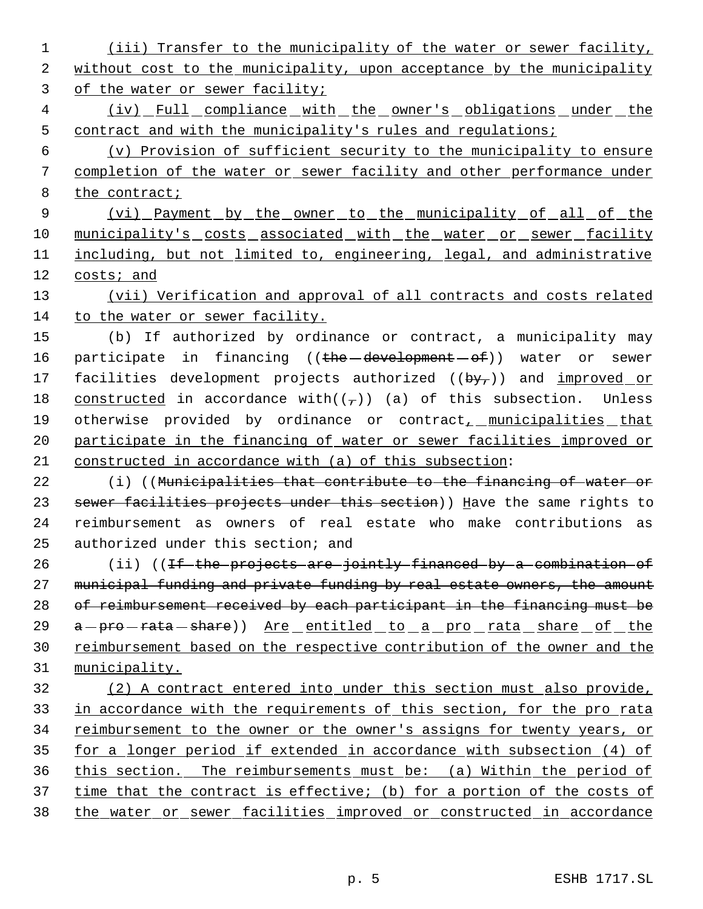(iii) Transfer to the municipality of the water or sewer facility, without cost to the municipality, upon acceptance by the municipality of the water or sewer facility;

(iv) Full compliance with the owner's obligations under the contract and with the municipality's rules and regulations;

(v) Provision of sufficient security to the municipality to ensure completion of the water or sewer facility and other performance under the contract;

(vi) Payment by the owner to the municipality of all of the municipality's costs associated with the water or sewer facility including, but not limited to, engineering, legal, and administrative costs; and

(vii) Verification and approval of all contracts and costs related to the water or sewer facility.

(b) If authorized by ordinance or contract, a municipality may participate in financing ((~~the development of~~)) water or sewer facilities development projects authorized ((~~by,~~)) and improved or constructed in accordance with((~~,~~)) (a) of this subsection. Unless otherwise provided by ordinance or contract, municipalities that participate in the financing of water or sewer facilities improved or constructed in accordance with (a) of this subsection:

(i) ((~~Municipalities that contribute to the financing of water or sewer facilities projects under this section~~)) Have the same rights to reimbursement as owners of real estate who make contributions as authorized under this section; and

(ii) ((~~If the projects are jointly financed by a combination of municipal funding and private funding by real estate owners, the amount of reimbursement received by each participant in the financing must be a pro rata share~~)) Are entitled to a pro rata share of the reimbursement based on the respective contribution of the owner and the municipality.

(2) A contract entered into under this section must also provide, in accordance with the requirements of this section, for the pro rata reimbursement to the owner or the owner's assigns for twenty years, or for a longer period if extended in accordance with subsection (4) of this section. The reimbursements must be: (a) Within the period of time that the contract is effective; (b) for a portion of the costs of the water or sewer facilities improved or constructed in accordance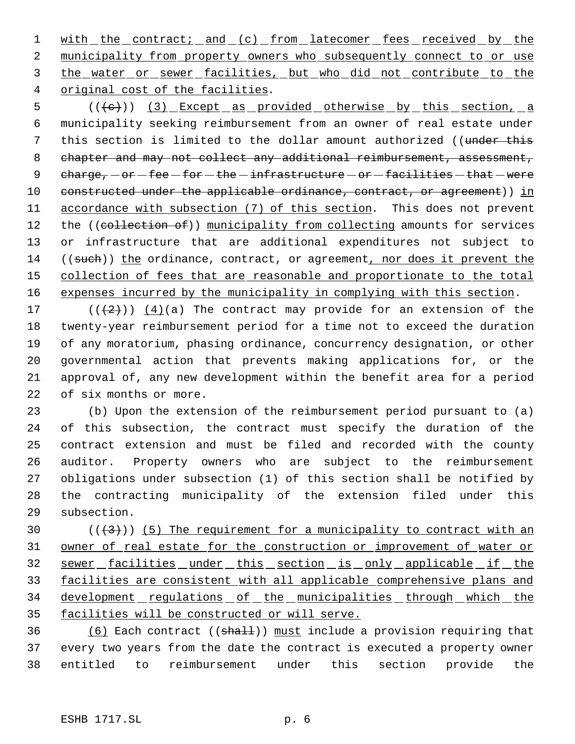with the contract; and (c) from latecomer fees received by the municipality from property owners who subsequently connect to or use the water or sewer facilities, but who did not contribute to the original cost of the facilities.

((~~(c)~~)) (3) Except as provided otherwise by this section, a municipality seeking reimbursement from an owner of real estate under this section is limited to the dollar amount authorized ((~~under this chapter and may not collect any additional reimbursement, assessment, charge, or fee for the infrastructure or facilities that were constructed under the applicable ordinance, contract, or agreement~~)) in accordance with subsection (7) of this section. This does not prevent the ((~~collection of~~)) municipality from collecting amounts for services or infrastructure that are additional expenditures not subject to ((~~such~~)) the ordinance, contract, or agreement, nor does it prevent the collection of fees that are reasonable and proportionate to the total expenses incurred by the municipality in complying with this section.

((~~(2)~~)) (4)(a) The contract may provide for an extension of the twenty-year reimbursement period for a time not to exceed the duration of any moratorium, phasing ordinance, concurrency designation, or other governmental action that prevents making applications for, or the approval of, any new development within the benefit area for a period of six months or more.

(b) Upon the extension of the reimbursement period pursuant to (a) of this subsection, the contract must specify the duration of the contract extension and must be filed and recorded with the county auditor. Property owners who are subject to the reimbursement obligations under subsection (1) of this section shall be notified by the contracting municipality of the extension filed under this subsection.

((~~(3)~~)) (5) The requirement for a municipality to contract with an owner of real estate for the construction or improvement of water or sewer facilities under this section is only applicable if the facilities are consistent with all applicable comprehensive plans and development regulations of the municipalities through which the facilities will be constructed or will serve.

(6) Each contract ((~~shall~~)) must include a provision requiring that every two years from the date the contract is executed a property owner entitled to reimbursement under this section provide the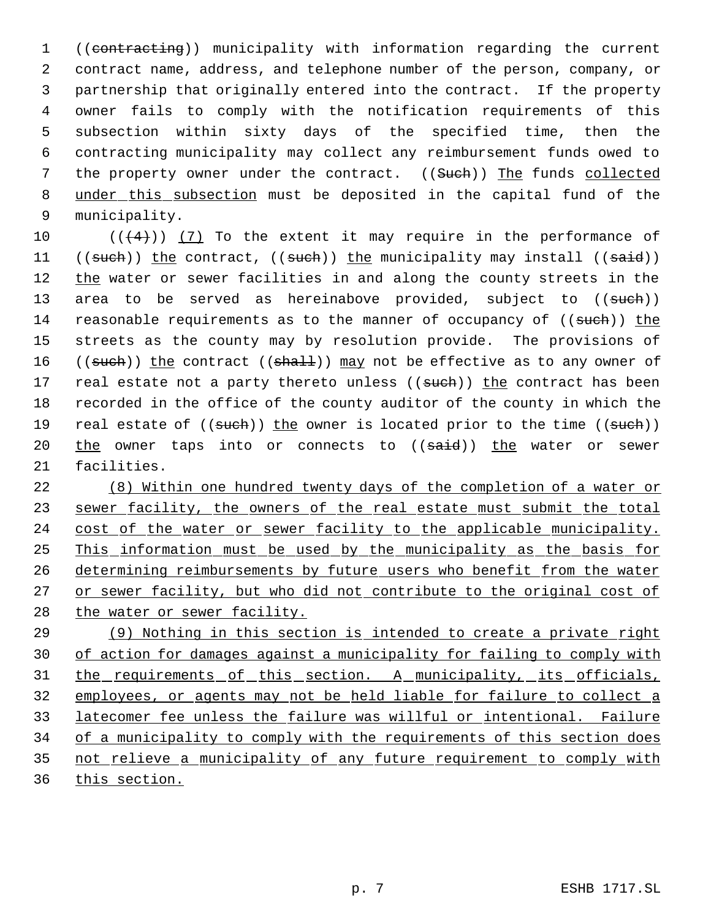((~~contracting~~)) municipality with information regarding the current contract name, address, and telephone number of the person, company, or partnership that originally entered into the contract. If the property owner fails to comply with the notification requirements of this subsection within sixty days of the specified time, then the contracting municipality may collect any reimbursement funds owed to the property owner under the contract. ((~~Such~~)) <u>The</u> funds <u>collected under this subsection</u> must be deposited in the capital fund of the municipality.

((~~(4)~~)) <u>(7)</u> To the extent it may require in the performance of ((~~such~~)) <u>the</u> contract, ((~~such~~)) <u>the</u> municipality may install ((~~said~~)) <u>the</u> water or sewer facilities in and along the county streets in the area to be served as hereinabove provided, subject to ((~~such~~)) reasonable requirements as to the manner of occupancy of ((~~such~~)) <u>the</u> streets as the county may by resolution provide. The provisions of ((~~such~~)) <u>the</u> contract ((~~shall~~)) <u>may</u> not be effective as to any owner of real estate not a party thereto unless ((~~such~~)) <u>the</u> contract has been recorded in the office of the county auditor of the county in which the real estate of ((~~such~~)) <u>the</u> owner is located prior to the time ((~~such~~)) <u>the</u> owner taps into or connects to ((~~said~~)) <u>the</u> water or sewer facilities.

<u>(8) Within one hundred twenty days of the completion of a water or sewer facility, the owners of the real estate must submit the total cost of the water or sewer facility to the applicable municipality. This information must be used by the municipality as the basis for determining reimbursements by future users who benefit from the water or sewer facility, but who did not contribute to the original cost of the water or sewer facility.</u>

<u>(9) Nothing in this section is intended to create a private right of action for damages against a municipality for failing to comply with the requirements of this section. A municipality, its officials, employees, or agents may not be held liable for failure to collect a latecomer fee unless the failure was willful or intentional. Failure of a municipality to comply with the requirements of this section does not relieve a municipality of any future requirement to comply with this section.</u>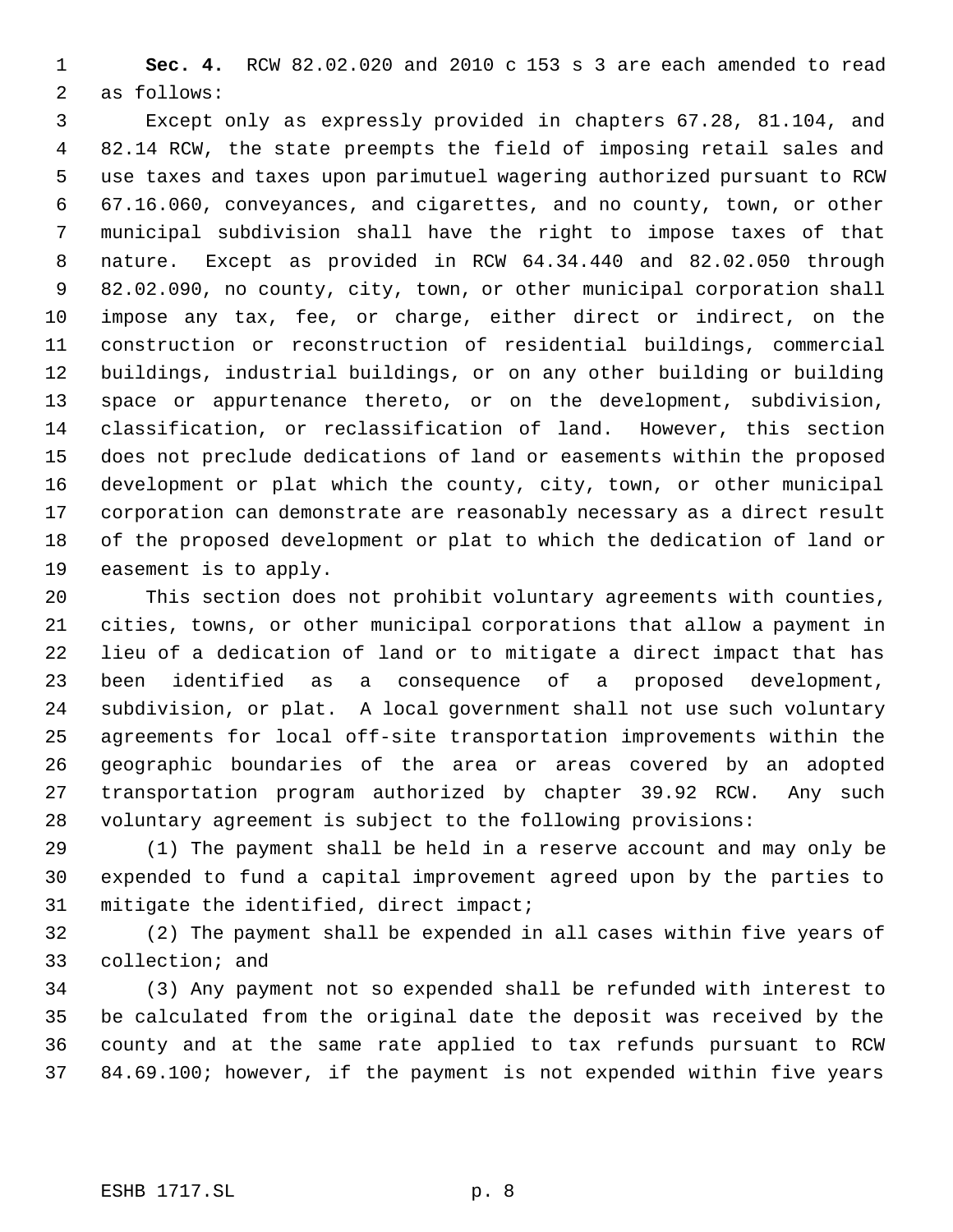**Sec. 4.** RCW 82.02.020 and 2010 c 153 s 3 are each amended to read as follows:

Except only as expressly provided in chapters 67.28, 81.104, and 82.14 RCW, the state preempts the field of imposing retail sales and use taxes and taxes upon parimutuel wagering authorized pursuant to RCW 67.16.060, conveyances, and cigarettes, and no county, town, or other municipal subdivision shall have the right to impose taxes of that nature. Except as provided in RCW 64.34.440 and 82.02.050 through 82.02.090, no county, city, town, or other municipal corporation shall impose any tax, fee, or charge, either direct or indirect, on the construction or reconstruction of residential buildings, commercial buildings, industrial buildings, or on any other building or building space or appurtenance thereto, or on the development, subdivision, classification, or reclassification of land. However, this section does not preclude dedications of land or easements within the proposed development or plat which the county, city, town, or other municipal corporation can demonstrate are reasonably necessary as a direct result of the proposed development or plat to which the dedication of land or easement is to apply.

This section does not prohibit voluntary agreements with counties, cities, towns, or other municipal corporations that allow a payment in lieu of a dedication of land or to mitigate a direct impact that has been identified as a consequence of a proposed development, subdivision, or plat. A local government shall not use such voluntary agreements for local off-site transportation improvements within the geographic boundaries of the area or areas covered by an adopted transportation program authorized by chapter 39.92 RCW. Any such voluntary agreement is subject to the following provisions:

(1) The payment shall be held in a reserve account and may only be expended to fund a capital improvement agreed upon by the parties to mitigate the identified, direct impact;

(2) The payment shall be expended in all cases within five years of collection; and

(3) Any payment not so expended shall be refunded with interest to be calculated from the original date the deposit was received by the county and at the same rate applied to tax refunds pursuant to RCW 84.69.100; however, if the payment is not expended within five years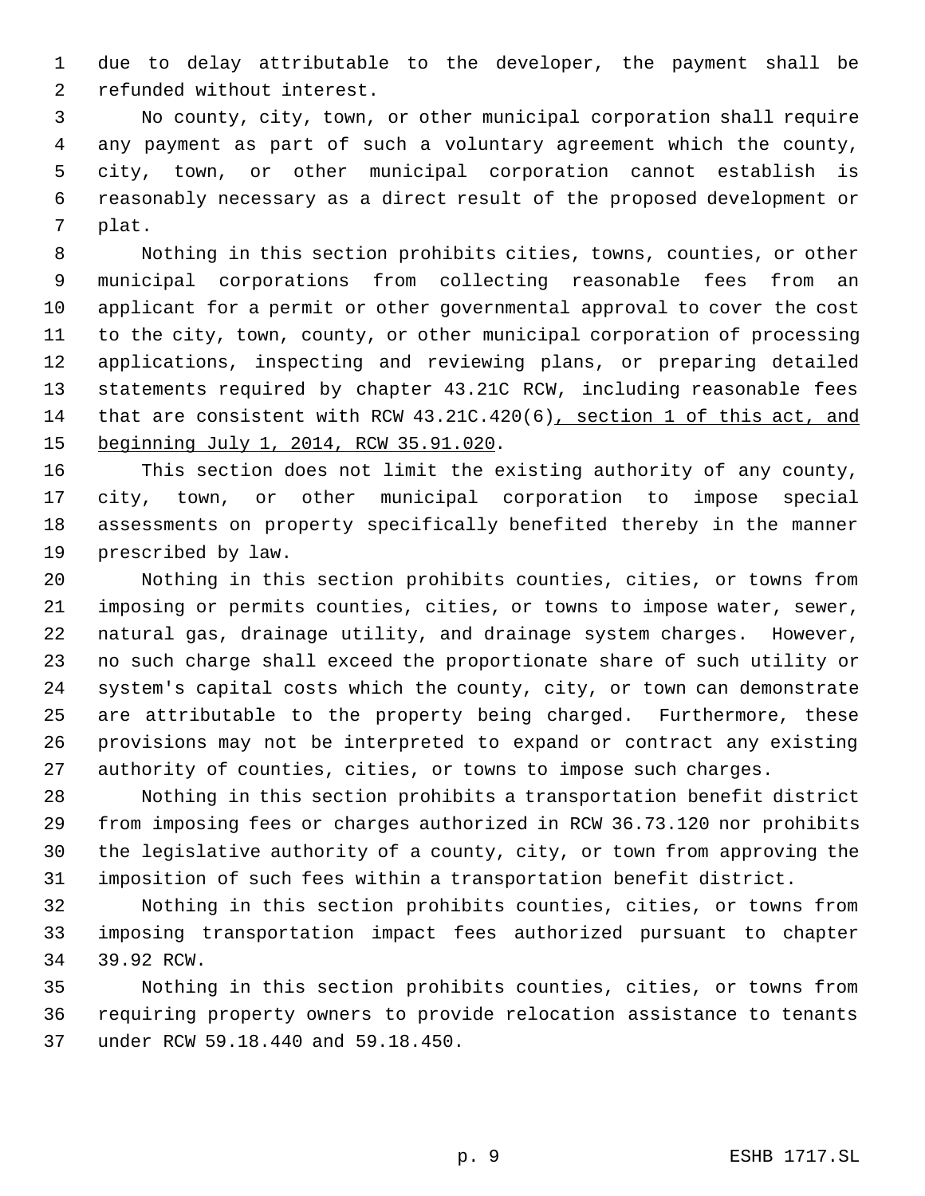due to delay attributable to the developer, the payment shall be refunded without interest.

No county, city, town, or other municipal corporation shall require any payment as part of such a voluntary agreement which the county, city, town, or other municipal corporation cannot establish is reasonably necessary as a direct result of the proposed development or plat.

Nothing in this section prohibits cities, towns, counties, or other municipal corporations from collecting reasonable fees from an applicant for a permit or other governmental approval to cover the cost to the city, town, county, or other municipal corporation of processing applications, inspecting and reviewing plans, or preparing detailed statements required by chapter 43.21C RCW, including reasonable fees that are consistent with RCW 43.21C.420(6), section 1 of this act, and beginning July 1, 2014, RCW 35.91.020.

This section does not limit the existing authority of any county, city, town, or other municipal corporation to impose special assessments on property specifically benefited thereby in the manner prescribed by law.

Nothing in this section prohibits counties, cities, or towns from imposing or permits counties, cities, or towns to impose water, sewer, natural gas, drainage utility, and drainage system charges. However, no such charge shall exceed the proportionate share of such utility or system's capital costs which the county, city, or town can demonstrate are attributable to the property being charged. Furthermore, these provisions may not be interpreted to expand or contract any existing authority of counties, cities, or towns to impose such charges.

Nothing in this section prohibits a transportation benefit district from imposing fees or charges authorized in RCW 36.73.120 nor prohibits the legislative authority of a county, city, or town from approving the imposition of such fees within a transportation benefit district.

Nothing in this section prohibits counties, cities, or towns from imposing transportation impact fees authorized pursuant to chapter 39.92 RCW.

Nothing in this section prohibits counties, cities, or towns from requiring property owners to provide relocation assistance to tenants under RCW 59.18.440 and 59.18.450.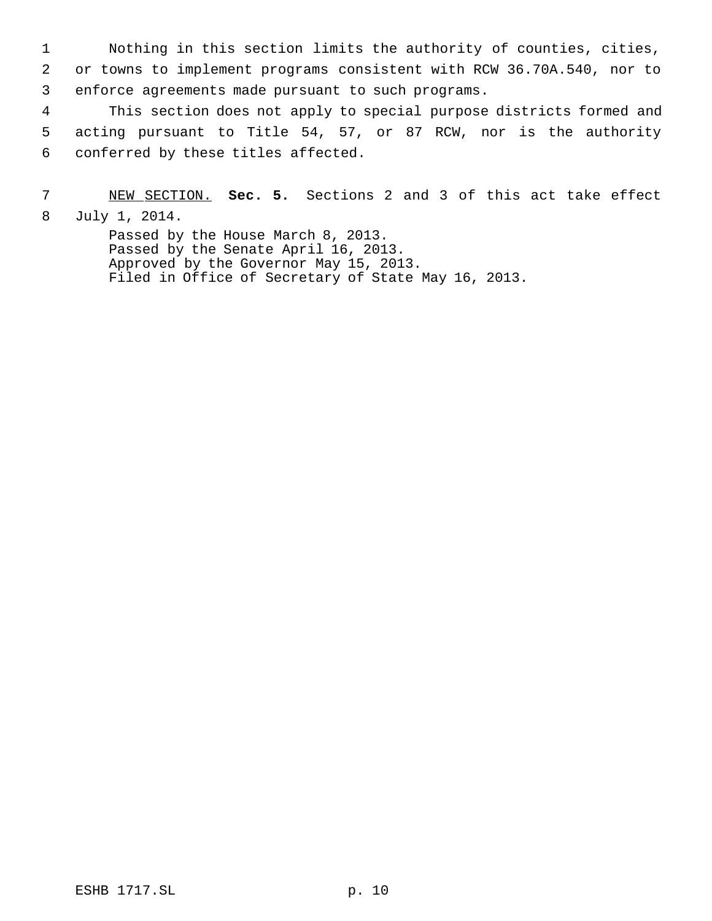Nothing in this section limits the authority of counties, cities, or towns to implement programs consistent with RCW 36.70A.540, nor to enforce agreements made pursuant to such programs.

This section does not apply to special purpose districts formed and acting pursuant to Title 54, 57, or 87 RCW, nor is the authority conferred by these titles affected.

NEW SECTION. **Sec. 5.** Sections 2 and 3 of this act take effect July 1, 2014.

Passed by the House March 8, 2013.
Passed by the Senate April 16, 2013.
Approved by the Governor May 15, 2013.
Filed in Office of Secretary of State May 16, 2013.